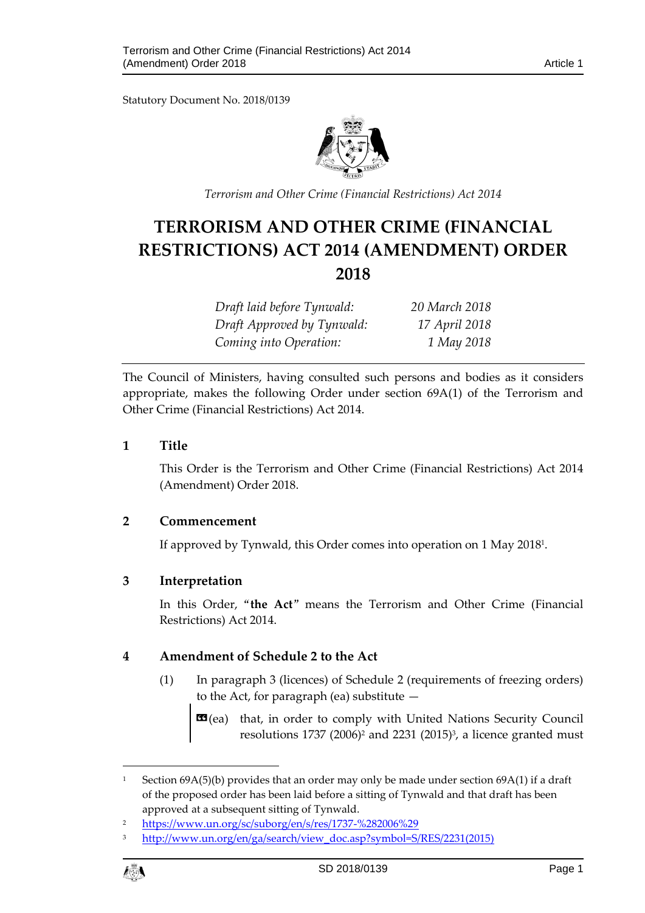Statutory Document No. 2018/0139

*Terrorism and Other Crime (Financial Restrictions) Act 2014*

# TERRORISM AND OTHER CRIME (FINANCIAL RESTRICTIONS) ACT 2014 (AMENDMENT) ORDER 2018

| | |
|---|---|
| *Draft laid before Tynwald:* | *20 March 2018* |
| *Draft Approved by Tynwald:* | *17 April 2018* |
| *Coming into Operation:* | *1 May 2018* |

The Council of Ministers, having consulted such persons and bodies as it considers appropriate, makes the following Order under section 69A(1) of the Terrorism and Other Crime (Financial Restrictions) Act 2014.

## 1 Title

This Order is the Terrorism and Other Crime (Financial Restrictions) Act 2014 (Amendment) Order 2018.

## 2 Commencement

If approved by Tynwald, this Order comes into operation on 1 May 2018[1].

## 3 Interpretation

In this Order, "**the Act**" means the Terrorism and Other Crime (Financial Restrictions) Act 2014.

## 4 Amendment of Schedule 2 to the Act

(1) In paragraph 3 (licences) of Schedule 2 (requirements of freezing orders) to the Act, for paragraph (ea) substitute —

> «(ea) that, in order to comply with United Nations Security Council resolutions 1737 (2006)[2] and 2231 (2015)[3], a licence granted must

---

[1] Section 69A(5)(b) provides that an order may only be made under section 69A(1) if a draft of the proposed order has been laid before a sitting of Tynwald and that draft has been approved at a subsequent sitting of Tynwald.

[2] https://www.un.org/sc/suborg/en/s/res/1737-%282006%29

[3] http://www.un.org/en/ga/search/view_doc.asp?symbol=S/RES/2231(2015)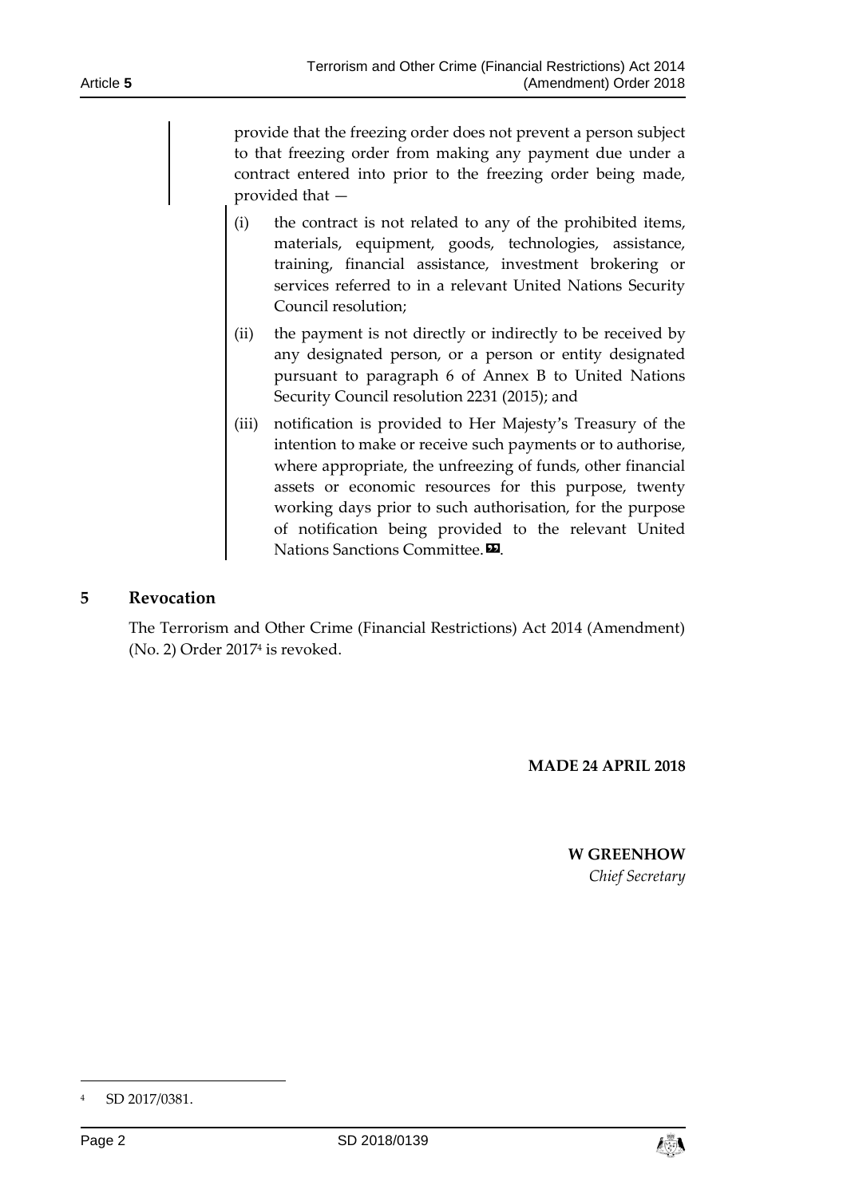provide that the freezing order does not prevent a person subject to that freezing order from making any payment due under a contract entered into prior to the freezing order being made, provided that —

(i) the contract is not related to any of the prohibited items, materials, equipment, goods, technologies, assistance, training, financial assistance, investment brokering or services referred to in a relevant United Nations Security Council resolution;

(ii) the payment is not directly or indirectly to be received by any designated person, or a person or entity designated pursuant to paragraph 6 of Annex B to United Nations Security Council resolution 2231 (2015); and

(iii) notification is provided to Her Majesty's Treasury of the intention to make or receive such payments or to authorise, where appropriate, the unfreezing of funds, other financial assets or economic resources for this purpose, twenty working days prior to such authorisation, for the purpose of notification being provided to the relevant United Nations Sanctions Committee.».

## 5 Revocation

The Terrorism and Other Crime (Financial Restrictions) Act 2014 (Amendment) (No. 2) Order 2017[4] is revoked.

**MADE 24 APRIL 2018**

**W GREENHOW**
*Chief Secretary*

[4] SD 2017/0381.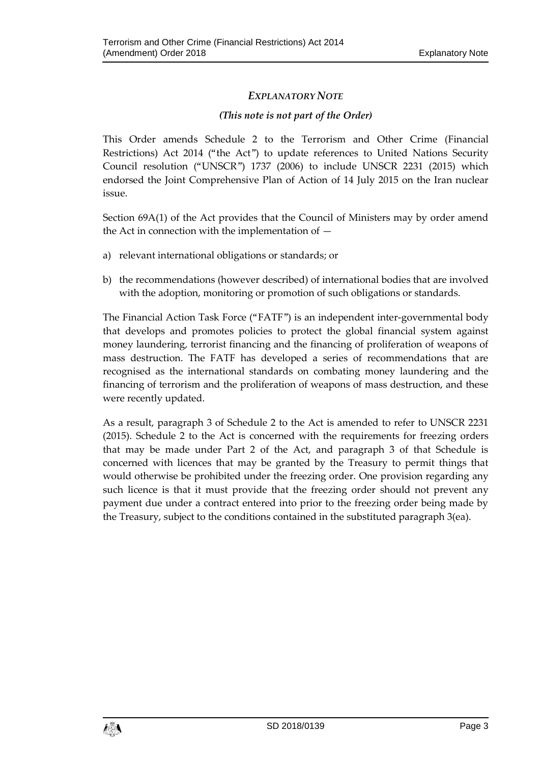## *EXPLANATORY NOTE*

***(This note is not part of the Order)***

This Order amends Schedule 2 to the Terrorism and Other Crime (Financial Restrictions) Act 2014 ("the Act") to update references to United Nations Security Council resolution ("UNSCR") 1737 (2006) to include UNSCR 2231 (2015) which endorsed the Joint Comprehensive Plan of Action of 14 July 2015 on the Iran nuclear issue.

Section 69A(1) of the Act provides that the Council of Ministers may by order amend the Act in connection with the implementation of —

a) relevant international obligations or standards; or

b) the recommendations (however described) of international bodies that are involved with the adoption, monitoring or promotion of such obligations or standards.

The Financial Action Task Force ("FATF") is an independent inter-governmental body that develops and promotes policies to protect the global financial system against money laundering, terrorist financing and the financing of proliferation of weapons of mass destruction. The FATF has developed a series of recommendations that are recognised as the international standards on combating money laundering and the financing of terrorism and the proliferation of weapons of mass destruction, and these were recently updated.

As a result, paragraph 3 of Schedule 2 to the Act is amended to refer to UNSCR 2231 (2015). Schedule 2 to the Act is concerned with the requirements for freezing orders that may be made under Part 2 of the Act, and paragraph 3 of that Schedule is concerned with licences that may be granted by the Treasury to permit things that would otherwise be prohibited under the freezing order. One provision regarding any such licence is that it must provide that the freezing order should not prevent any payment due under a contract entered into prior to the freezing order being made by the Treasury, subject to the conditions contained in the substituted paragraph 3(ea).